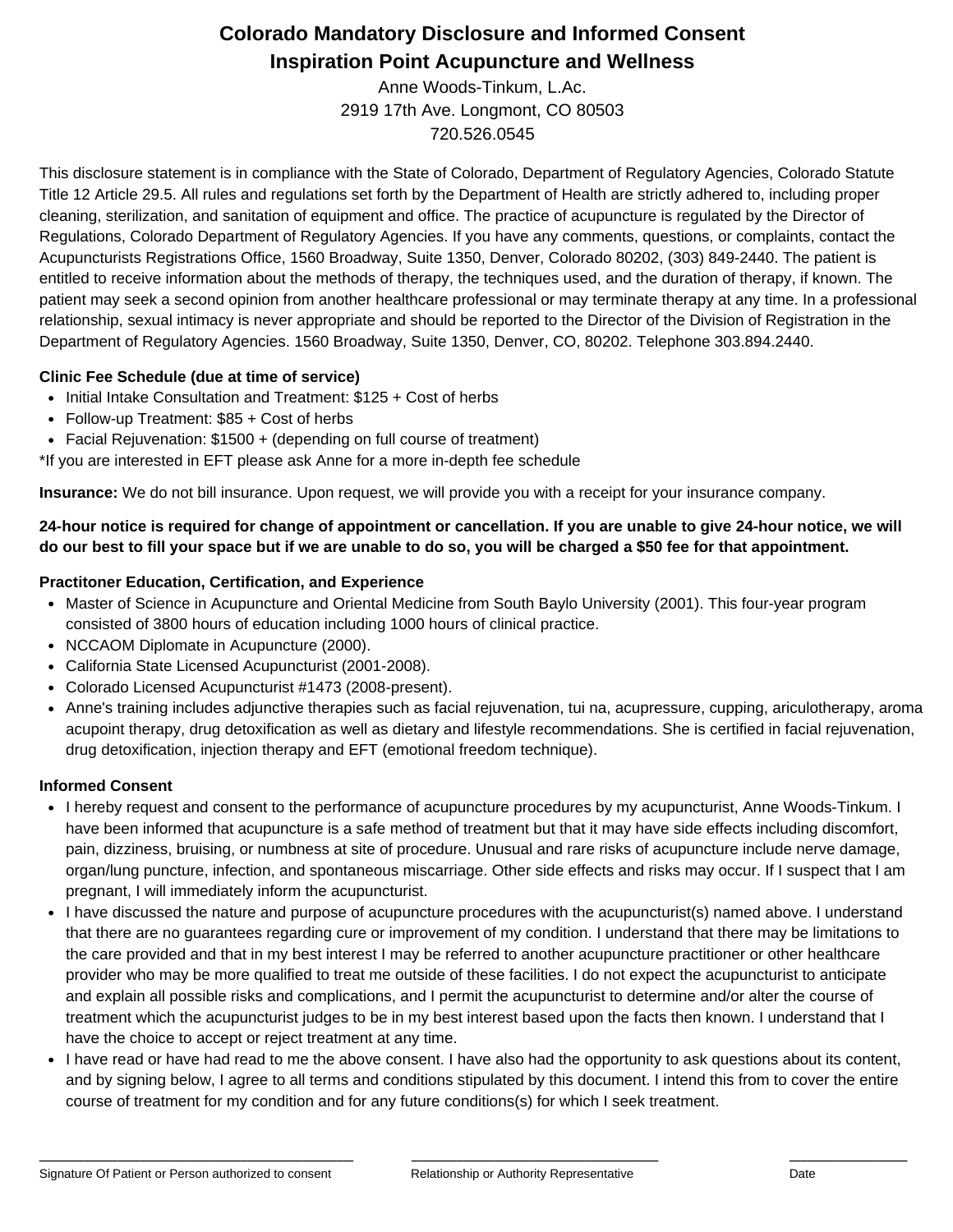# Colorado Mandatory Disclosure and Informed Consent
# Inspiration Point Acupuncture and Wellness

Anne Woods-Tinkum, L.Ac.
2919 17th Ave. Longmont, CO 80503
720.526.0545

This disclosure statement is in compliance with the State of Colorado, Department of Regulatory Agencies, Colorado Statute Title 12 Article 29.5. All rules and regulations set forth by the Department of Health are strictly adhered to, including proper cleaning, sterilization, and sanitation of equipment and office. The practice of acupuncture is regulated by the Director of Regulations, Colorado Department of Regulatory Agencies. If you have any comments, questions, or complaints, contact the Acupuncturists Registrations Office, 1560 Broadway, Suite 1350, Denver, Colorado 80202, (303) 849-2440. The patient is entitled to receive information about the methods of therapy, the techniques used, and the duration of therapy, if known. The patient may seek a second opinion from another healthcare professional or may terminate therapy at any time. In a professional relationship, sexual intimacy is never appropriate and should be reported to the Director of the Division of Registration in the Department of Regulatory Agencies. 1560 Broadway, Suite 1350, Denver, CO, 80202. Telephone 303.894.2440.

**Clinic Fee Schedule (due at time of service)**

- Initial Intake Consultation and Treatment: $125 + Cost of herbs
- Follow-up Treatment: $85 + Cost of herbs
- Facial Rejuvenation: $1500 + (depending on full course of treatment)

*If you are interested in EFT please ask Anne for a more in-depth fee schedule

**Insurance:** We do not bill insurance. Upon request, we will provide you with a receipt for your insurance company.

**24-hour notice is required for change of appointment or cancellation. If you are unable to give 24-hour notice, we will do our best to fill your space but if we are unable to do so, you will be charged a $50 fee for that appointment.**

**Practitoner Education, Certification, and Experience**

- Master of Science in Acupuncture and Oriental Medicine from South Baylo University (2001). This four-year program consisted of 3800 hours of education including 1000 hours of clinical practice.
- NCCAOM Diplomate in Acupuncture (2000).
- California State Licensed Acupuncturist (2001-2008).
- Colorado Licensed Acupuncturist #1473 (2008-present).
- Anne's training includes adjunctive therapies such as facial rejuvenation, tui na, acupressure, cupping, ariculotherapy, aroma acupoint therapy, drug detoxification as well as dietary and lifestyle recommendations. She is certified in facial rejuvenation, drug detoxification, injection therapy and EFT (emotional freedom technique).

**Informed Consent**

- I hereby request and consent to the performance of acupuncture procedures by my acupuncturist, Anne Woods-Tinkum. I have been informed that acupuncture is a safe method of treatment but that it may have side effects including discomfort, pain, dizziness, bruising, or numbness at site of procedure. Unusual and rare risks of acupuncture include nerve damage, organ/lung puncture, infection, and spontaneous miscarriage. Other side effects and risks may occur. If I suspect that I am pregnant, I will immediately inform the acupuncturist.
- I have discussed the nature and purpose of acupuncture procedures with the acupuncturist(s) named above. I understand that there are no guarantees regarding cure or improvement of my condition. I understand that there may be limitations to the care provided and that in my best interest I may be referred to another acupuncture practitioner or other healthcare provider who may be more qualified to treat me outside of these facilities. I do not expect the acupuncturist to anticipate and explain all possible risks and complications, and I permit the acupuncturist to determine and/or alter the course of treatment which the acupuncturist judges to be in my best interest based upon the facts then known. I understand that I have the choice to accept or reject treatment at any time.
- I have read or have had read to me the above consent. I have also had the opportunity to ask questions about its content, and by signing below, I agree to all terms and conditions stipulated by this document. I intend this from to cover the entire course of treatment for my condition and for any future conditions(s) for which I seek treatment.

| ______________________________ | ______________________________ | ______________ |
| --- | --- | --- |
| Signature Of Patient or Person authorized to consent | Relationship or Authority Representative | Date |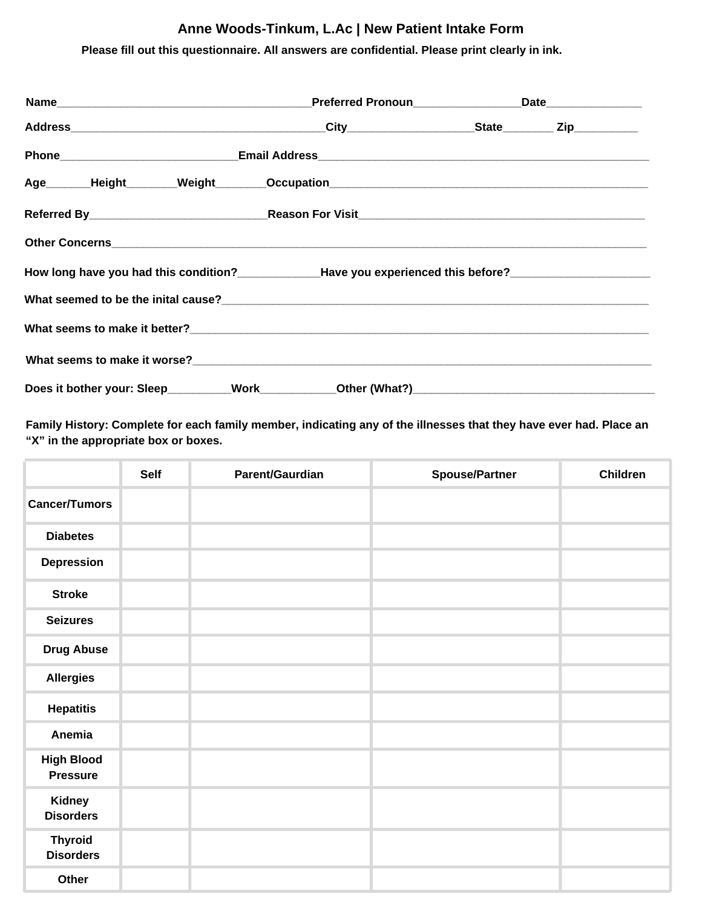# Anne Woods-Tinkum, L.Ac | New Patient Intake Form

**Please fill out this questionnaire. All answers are confidential. Please print clearly in ink.**

**Name**________________________________________**Preferred Pronoun**_________________**Date**_______________

**Address**________________________________________**City**____________________**State**________ **Zip**__________

**Phone**____________________________**Email Address**_____________________________________________________

**Age**_______**Height**________**Weight**________**Occupation**___________________________________________________

**Referred By**____________________________**Reason For Visit**_____________________________________________

**Other Concerns**_____________________________________________________________________________________

**How long have you had this condition?**_____________**Have you experienced this before?**______________________

**What seemed to be the inital cause?**_______________________________________________________________________

**What seems to make it better?**____________________________________________________________________________

**What seems to make it worse?**____________________________________________________________________________

**Does it bother your: Sleep**__________**Work**____________**Other (What?)**_______________________________________

**Family History: Complete for each family member, indicating any of the illnesses that they have ever had. Place an "X" in the appropriate box or boxes.**

| | Self | Parent/Gaurdian | Spouse/Partner | Children |
|---|---|---|---|---|
| Cancer/Tumors | | | | |
| Diabetes | | | | |
| Depression | | | | |
| Stroke | | | | |
| Seizures | | | | |
| Drug Abuse | | | | |
| Allergies | | | | |
| Hepatitis | | | | |
| Anemia | | | | |
| High Blood Pressure | | | | |
| Kidney Disorders | | | | |
| Thyroid Disorders | | | | |
| Other | | | | |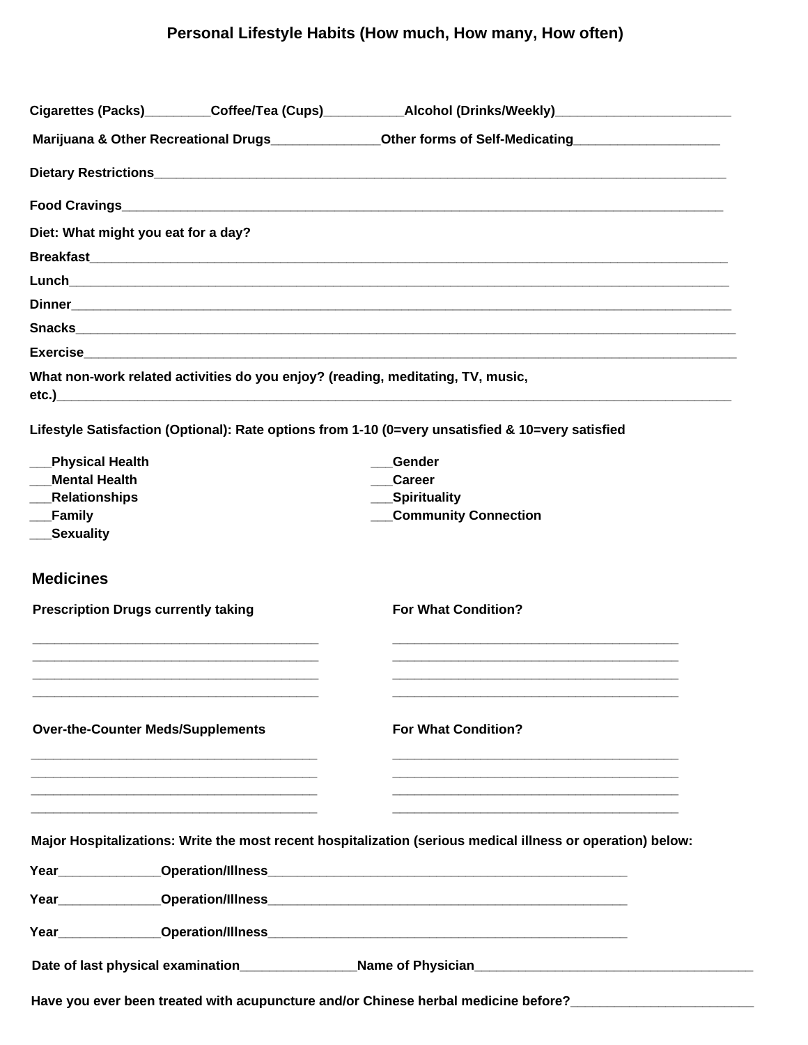# Personal Lifestyle Habits (How much, How many, How often)

**Cigarettes (Packs)**_________**Coffee/Tea (Cups)**___________**Alcohol (Drinks/Weekly)**________________________

**Marijuana & Other Recreational Drugs**_______________**Other forms of Self-Medicating**____________________

**Dietary Restrictions**_______________________________________________________________________________

**Food Cravings**_____________________________________________________________________________________

**Diet: What might you eat for a day?**

**Breakfast**_______________________________________________________________________________________

**Lunch**__________________________________________________________________________________________

**Dinner**_________________________________________________________________________________________

**Snacks**_________________________________________________________________________________________

**Exercise**________________________________________________________________________________________

**What non-work related activities do you enjoy? (reading, meditating, TV, music, etc.)**___________________________________________________________________________________________

**Lifestyle Satisfaction (Optional): Rate options from 1-10 (0=very unsatisfied & 10=very satisfied**

___**Physical Health**
___**Mental Health**
___**Relationships**
___**Family**
___**Sexuality**
___**Gender**
___**Career**
___**Spirituality**
___**Community Connection**

## Medicines

| Prescription Drugs currently taking | For What Condition? |
|---|---|
| ________________________________________ | ________________________________________ |
| ________________________________________ | ________________________________________ |
| ________________________________________ | ________________________________________ |
| ________________________________________ | ________________________________________ |

| Over-the-Counter Meds/Supplements | For What Condition? |
|---|---|
| ________________________________________ | ________________________________________ |
| ________________________________________ | ________________________________________ |
| ________________________________________ | ________________________________________ |
| ________________________________________ | ________________________________________ |

**Major Hospitalizations: Write the most recent hospitalization (serious medical illness or operation) below:**

**Year**______________**Operation/Illness**_____________________________________________________

**Year**______________**Operation/Illness**_____________________________________________________

**Year**______________**Operation/Illness**_____________________________________________________

**Date of last physical examination**________________**Name of Physician**_______________________________________

**Have you ever been treated with acupuncture and/or Chinese herbal medicine before?**_________________________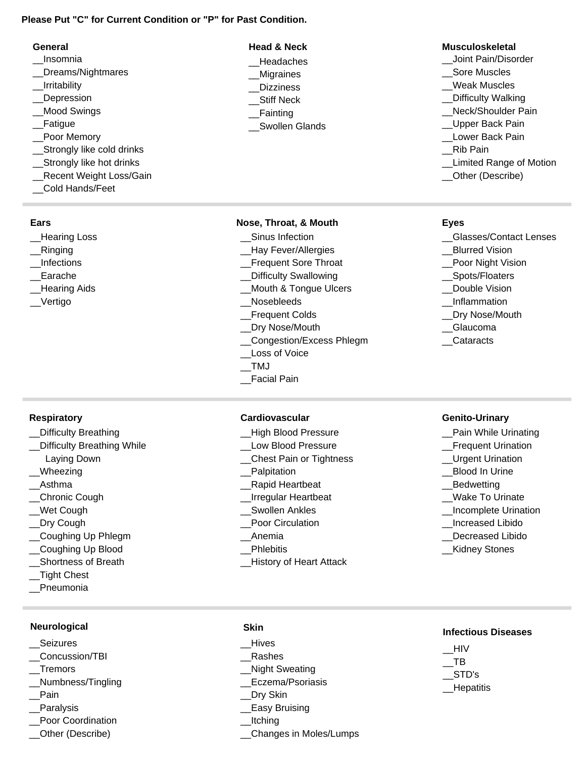**Please Put "C" for Current Condition or "P" for Past Condition.**

**General**

__Insomnia
__Dreams/Nightmares
__Irritability
__Depression
__Mood Swings
__Fatigue
__Poor Memory
__Strongly like cold drinks
__Strongly like hot drinks
__Recent Weight Loss/Gain
__Cold Hands/Feet

**Head & Neck**

__Headaches
__Migraines
__Dizziness
__Stiff Neck
__Fainting
__Swollen Glands

**Musculoskeletal**

__Joint Pain/Disorder
__Sore Muscles
__Weak Muscles
__Difficulty Walking
__Neck/Shoulder Pain
__Upper Back Pain
__Lower Back Pain
__Rib Pain
__Limited Range of Motion
__Other (Describe)

**Ears**

__Hearing Loss
__Ringing
__Infections
__Earache
__Hearing Aids
__Vertigo

**Nose, Throat, & Mouth**

__Sinus Infection
__Hay Fever/Allergies
__Frequent Sore Throat
__Difficulty Swallowing
__Mouth & Tongue Ulcers
__Nosebleeds
__Frequent Colds
__Dry Nose/Mouth
__Congestion/Excess Phlegm
__Loss of Voice
__TMJ
__Facial Pain

**Eyes**

__Glasses/Contact Lenses
__Blurred Vision
__Poor Night Vision
__Spots/Floaters
__Double Vision
__Inflammation
__Dry Nose/Mouth
__Glaucoma
__Cataracts

**Respiratory**

__Difficulty Breathing
__Difficulty Breathing While Laying Down
__Wheezing
__Asthma
__Chronic Cough
__Wet Cough
__Dry Cough
__Coughing Up Phlegm
__Coughing Up Blood
__Shortness of Breath
__Tight Chest
__Pneumonia

**Cardiovascular**

__High Blood Pressure
__Low Blood Pressure
__Chest Pain or Tightness
__Palpitation
__Rapid Heartbeat
__Irregular Heartbeat
__Swollen Ankles
__Poor Circulation
__Anemia
__Phlebitis
__History of Heart Attack

**Genito-Urinary**

__Pain While Urinating
__Frequent Urination
__Urgent Urination
__Blood In Urine
__Bedwetting
__Wake To Urinate
__Incomplete Urination
__Increased Libido
__Decreased Libido
__Kidney Stones

**Neurological**

__Seizures
__Concussion/TBI
__Tremors
__Numbness/Tingling
__Pain
__Paralysis
__Poor Coordination
__Other (Describe)

**Skin**

__Hives
__Rashes
__Night Sweating
__Eczema/Psoriasis
__Dry Skin
__Easy Bruising
__Itching
__Changes in Moles/Lumps

**Infectious Diseases**

__HIV
__TB
__STD's
__Hepatitis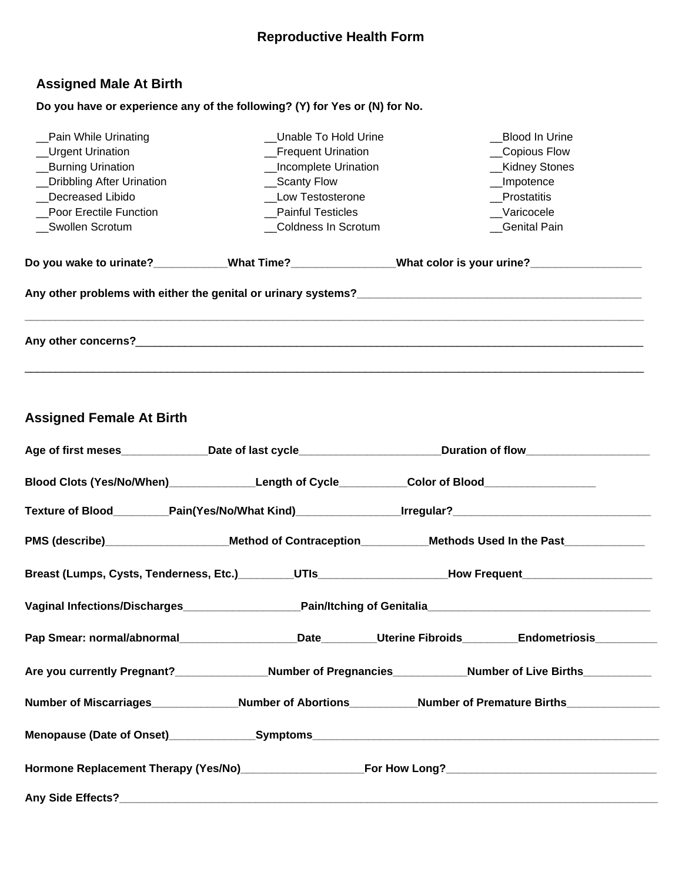# Reproductive Health Form

## Assigned Male At Birth

**Do you have or experience any of the following? (Y) for Yes or (N) for No.**

| | | |
|---|---|---|
| __Pain While Urinating | __Unable To Hold Urine | __Blood In Urine |
| __Urgent Urination | __Frequent Urination | __Copious Flow |
| __Burning Urination | __Incomplete Urination | __Kidney Stones |
| __Dribbling After Urination | __Scanty Flow | __Impotence |
| __Decreased Libido | __Low Testosterone | __Prostatitis |
| __Poor Erectile Function | __Painful Testicles | __Varicocele |
| __Swollen Scrotum | __Coldness In Scrotum | __Genital Pain |

**Do you wake to urinate?____________What Time?_________________What color is your urine?__________________**

**Any other problems with either the genital or urinary systems?_______________________________________________**

_____________________________________________________________________________________________________

**Any other concerns?________________________________________________________________________________**

_____________________________________________________________________________________________________

## Assigned Female At Birth

**Age of first meses______________Date of last cycle_______________________Duration of flow____________________**

**Blood Clots (Yes/No/When)______________Length of Cycle___________Color of Blood__________________**

**Texture of Blood_________Pain(Yes/No/What Kind)_________________Irregular?_________________________________**

**PMS (describe)____________________Method of Contraception___________Methods Used In the Past_____________**

**Breast (Lumps, Cysts, Tenderness, Etc.)_________UTIs_____________________How Frequent_____________________**

**Vaginal Infections/Discharges___________________Pain/Itching of Genitalia____________________________________**

**Pap Smear: normal/abnormal___________________Date_________Uterine Fibroids_________Endometriosis__________**

**Are you currently Pregnant?_______________Number of Pregnancies____________Number of Live Births___________**

**Number of Miscarriages______________Number of Abortions___________Number of Premature Births_______________**

**Menopause (Date of Onset)______________Symptoms_____________________________________________________**

**Hormone Replacement Therapy (Yes/No)____________________For How Long?__________________________________**

**Any Side Effects?________________________________________________________________________________**